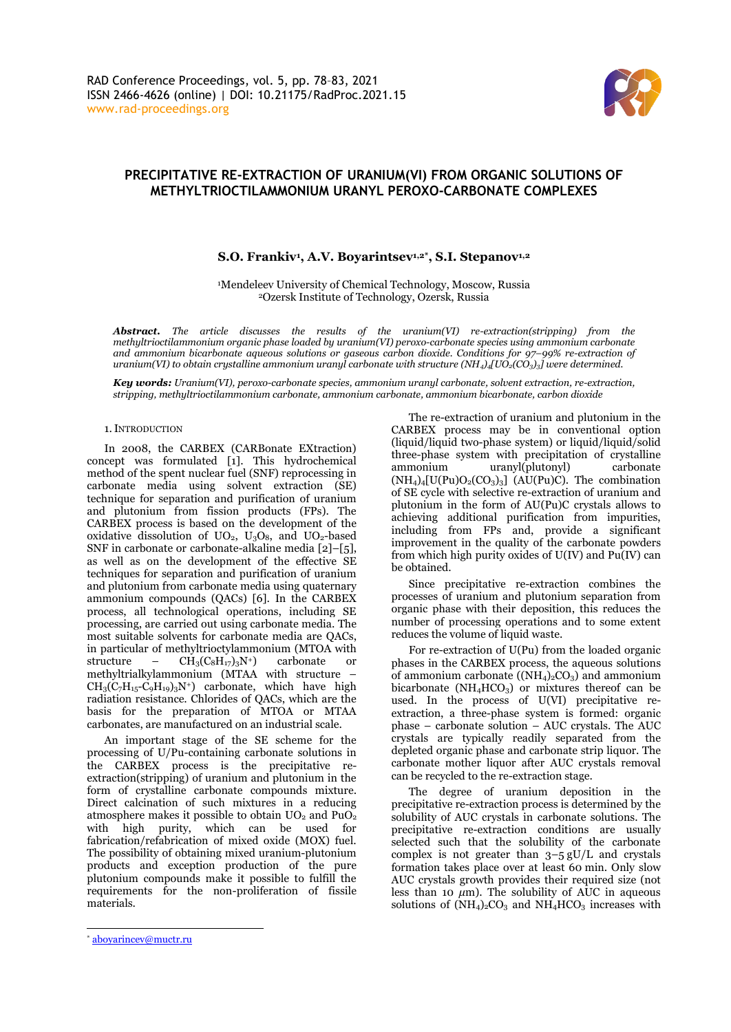# PRECIPITATIVE RE-EXTRACTION OF URANIUM(VI) FROM ORGANIC SOLUTIONS OF METHYLTRIOCTILAMMONIUM URANYL PEROXO-CARBONATE COMPLEXES

**S.O. Frankiv[1], A.V. Boyarintsev[1,2*], S.I. Stepanov[1,2]**

[1]Mendeleev University of Chemical Technology, Moscow, Russia
[2]Ozersk Institute of Technology, Ozersk, Russia

***Abstract.*** *The article discusses the results of the uranium(VI) re-extraction(stripping) from the methyltrioctilammonium organic phase loaded by uranium(VI) peroxo-carbonate species using ammonium carbonate and ammonium bicarbonate aqueous solutions or gaseous carbon dioxide. Conditions for 97–99% re-extraction of uranium(VI) to obtain crystalline ammonium uranyl carbonate with structure $(NH_4)_4[UO_2(CO_3)_3]$ were determined.*

***Key words:*** *Uranium(VI), peroxo-carbonate species, ammonium uranyl carbonate, solvent extraction, re-extraction, stripping, methyltrioctilammonium carbonate, ammonium carbonate, ammonium bicarbonate, carbon dioxide*

## 1. Introduction

In 2008, the CARBEX (CARBonate EXtraction) concept was formulated [1]. This hydrochemical method of the spent nuclear fuel (SNF) reprocessing in carbonate media using solvent extraction (SE) technique for separation and purification of uranium and plutonium from fission products (FPs). The CARBEX process is based on the development of the oxidative dissolution of $UO_2$, $U_3O_8$, and $UO_2$-based SNF in carbonate or carbonate-alkaline media [2]–[5], as well as on the development of the effective SE techniques for separation and purification of uranium and plutonium from carbonate media using quaternary ammonium compounds (QACs) [6]. In the CARBEX process, all technological operations, including SE processing, are carried out using carbonate media. The most suitable solvents for carbonate media are QACs, in particular of methyltrioctylammonium (MTOA with structure – $CH_3(C_8H_{17})_3N^+$) carbonate or methyltrialkylammonium (MTAA with structure – $CH_3(C_7H_{15}$-$C_9H_{19})_3N^+$) carbonate, which have high radiation resistance. Chlorides of QACs, which are the basis for the preparation of MTOA or MTAA carbonates, are manufactured on an industrial scale.

An important stage of the SE scheme for the processing of U/Pu-containing carbonate solutions in the CARBEX process is the precipitative re-extraction(stripping) of uranium and plutonium in the form of crystalline carbonate compounds mixture. Direct calcination of such mixtures in a reducing atmosphere makes it possible to obtain $UO_2$ and $PuO_2$ with high purity, which can be used for fabrication/refabrication of mixed oxide (MOX) fuel. The possibility of obtaining mixed uranium-plutonium products and exception production of the pure plutonium compounds make it possible to fulfill the requirements for the non-proliferation of fissile materials.

The re-extraction of uranium and plutonium in the CARBEX process may be in conventional option (liquid/liquid two-phase system) or liquid/liquid/solid three-phase system with precipitation of crystalline ammonium uranyl(plutonyl) carbonate $(NH_4)_4[U(Pu)O_2(CO_3)_3]$ (AU(Pu)C). The combination of SE cycle with selective re-extraction of uranium and plutonium in the form of AU(Pu)C crystals allows to achieving additional purification from impurities, including from FPs and, provide a significant improvement in the quality of the carbonate powders from which high purity oxides of U(IV) and Pu(IV) can be obtained.

Since precipitative re-extraction combines the processes of uranium and plutonium separation from organic phase with their deposition, this reduces the number of processing operations and to some extent reduces the volume of liquid waste.

For re-extraction of U(Pu) from the loaded organic phases in the CARBEX process, the aqueous solutions of ammonium carbonate ($(NH_4)_2CO_3$) and ammonium bicarbonate ($NH_4HCO_3$) or mixtures thereof can be used. In the process of U(VI) precipitative re-extraction, a three-phase system is formed: organic phase – carbonate solution – AUC crystals. The AUC crystals are typically readily separated from the depleted organic phase and carbonate strip liquor. The carbonate mother liquor after AUC crystals removal can be recycled to the re-extraction stage.

The degree of uranium deposition in the precipitative re-extraction process is determined by the solubility of AUC crystals in carbonate solutions. The precipitative re-extraction conditions are usually selected such that the solubility of the carbonate complex is not greater than 3–5 gU/L and crystals formation takes place over at least 60 min. Only slow AUC crystals growth provides their required size (not less than 10 $\mu$m). The solubility of AUC in aqueous solutions of $(NH_4)_2CO_3$ and $NH_4HCO_3$ increases with

* aboyarincev@muctr.ru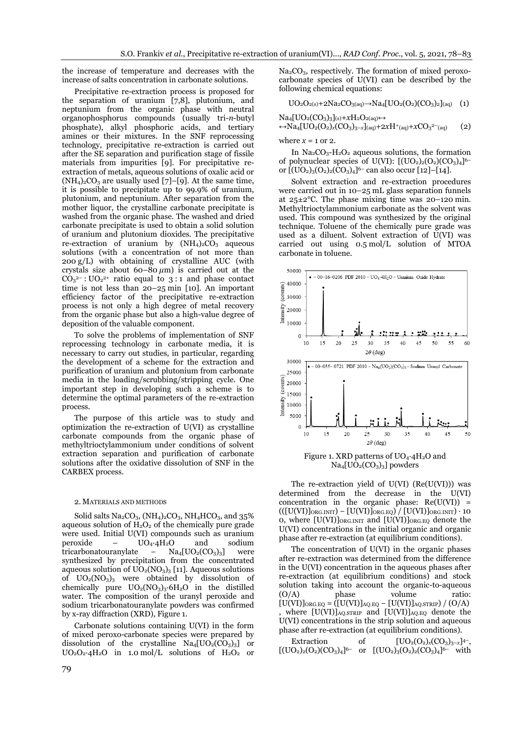the increase of temperature and decreases with the increase of salts concentration in carbonate solutions.

Precipitative re-extraction process is proposed for the separation of uranium [7,8], plutonium, and neptunium from the organic phase with neutral organophosphorus compounds (usually tri-*n*-butyl phosphate), alkyl phosphoric acids, and tertiary amines or their mixtures. In the SNF reprocessing technology, precipitative re-extraction is carried out after the SE separation and purification stage of fissile materials from impurities [9]. For precipitative re-extraction of metals, aqueous solutions of oxalic acid or $(NH_4)_2CO_3$ are usually used [7]–[9]. At the same time, it is possible to precipitate up to 99.9% of uranium, plutonium, and neptunium. After separation from the mother liquor, the crystalline carbonate precipitate is washed from the organic phase. The washed and dried carbonate precipitate is used to obtain a solid solution of uranium and plutonium dioxides. The precipitative re-extraction of uranium by $(NH_4)_2CO_3$ aqueous solutions (with a concentration of not more than 200 g/L) with obtaining of crystalline AUC (with crystals size about 60–80 $\mu$m) is carried out at the $CO_3^{2-} : UO_2^{2+}$ ratio equal to 3 : 1 and phase contact time is not less than 20–25 min [10]. An important efficiency factor of the precipitative re-extraction process is not only a high degree of metal recovery from the organic phase but also a high-value degree of deposition of the valuable component.

To solve the problems of implementation of SNF reprocessing technology in carbonate media, it is necessary to carry out studies, in particular, regarding the development of a scheme for the extraction and purification of uranium and plutonium from carbonate media in the loading/scrubbing/stripping cycle. One important step in developing such a scheme is to determine the optimal parameters of the re-extraction process.

The purpose of this article was to study and optimization the re-extraction of U(VI) as crystalline carbonate compounds from the organic phase of methyltrioctylammonium under conditions of solvent extraction separation and purification of carbonate solutions after the oxidative dissolution of SNF in the CARBEX process.

## 2. Materials and Methods

Solid salts $Na_2CO_3$, $(NH_4)_2CO_3$, $NH_4HCO_3$, and 35% aqueous solution of $H_2O_2$ of the chemically pure grade were used. Initial U(VI) compounds such as uranium peroxide – $UO_4{\cdot}4H_2O$ and sodium tricarbonatouranylate – $Na_4[UO_2(CO_3)_3]$ were synthesized by precipitation from the concentrated aqueous solution of $UO_2(NO_3)_3$ [11]. Aqueous solutions of $UO_2(NO_3)_3$ were obtained by dissolution of chemically pure $UO_2(NO_3)_3{\cdot}6H_2O$ in the distilled water. The composition of the uranyl peroxide and sodium tricarbonatouranylate powders was confirmed by x-ray diffraction (XRD), Figure 1.

Carbonate solutions containing U(VI) in the form of mixed peroxo-carbonate species were prepared by dissolution of the crystalline $Na_4[UO_2(CO_3)_3]$ or $UO_2O_2{\cdot}4H_2O$ in 1.0 mol/L solutions of $H_2O_2$ or $Na_2CO_3$, respectively. The formation of mixed peroxo-carbonate species of U(VI) can be described by the following chemical equations:

$$UO_2O_{2(s)}+2Na_2CO_{3(aq)}\rightarrow Na_4[UO_2(O_2)(CO_3)_2]_{(aq)} \quad (1)$$

$$Na_4[UO_2(CO_3)_3]_{(s)}+xH_2O_{2(aq)}\leftrightarrow$$
$$\leftrightarrow Na_4[UO_2(O_2)_x(CO_3)_{3-x}]_{(aq)}+2xH^+_{(aq)}+xCO_3^{2-}{}_{(aq)} \quad (2)$$

where $x$ = 1 or 2.

In $Na_2CO_3$-$H_2O_2$ aqueous solutions, the formation of polynuclear species of U(VI): $[(UO_2)_2(O_2)(CO_3)_4]^{6-}$ or $[(UO_2)_3(O_2)_2(CO_3)_4]^{6-}$ can also occur [12]–[14].

Solvent extraction and re-extraction procedures were carried out in 10–25 mL glass separation funnels at 25±2°C. The phase mixing time was 20–120 min. Methyltrioctylammonium carbonate as the solvent was used. This compound was synthesized by the original technique. Toluene of the chemically pure grade was used as a diluent. Solvent extraction of U(VI) was carried out using 0.5 mol/L solution of MTOA carbonate in toluene.

Figure 1. XRD patterns of $UO_4{\cdot}4H_2O$ and $Na_4[UO_2(CO_3)_3]$ powders

The re-extraction yield of U(VI) (Re(U(VI))) was determined from the decrease in the U(VI) concentration in the organic phase: $Re(U(VI)) = (([U(VI)]_{ORG.INIT} - [U(VI)]_{ORG.EQ}) / [U(VI)]_{ORG.INIT}) \cdot 100$, where $[U(VI)]_{ORG.INIT}$ and $[U(VI)]_{ORG.EQ}$ denote the U(VI) concentrations in the initial organic and organic phase after re-extraction (at equilibrium conditions).

The concentration of U(VI) in the organic phases after re-extraction was determined from the difference in the U(VI) concentration in the aqueous phases after re-extraction (at equilibrium conditions) and stock solution taking into account the organic-to-aqueous (O/A) phase volume ratio: $[U(VI)]_{ORG.EQ} = ([U(VI)]_{AQ.EQ} - [U(VI)]_{AQ.STRIP}) / (O/A)$, where $[U(VI)]_{AQ.STRIP}$ and $[U(VI)]_{AQ.EQ}$ denote the U(VI) concentrations in the strip solution and aqueous phase after re-extraction (at equilibrium conditions).

Extraction of $[UO_2(O_2)_x(CO_3)_{3-x}]^{4-}$, $[(UO_2)_2(O_2)(CO_3)_4]^{6-}$ or $[(UO_2)_3(O_2)_2(CO_3)_4]^{6-}$ with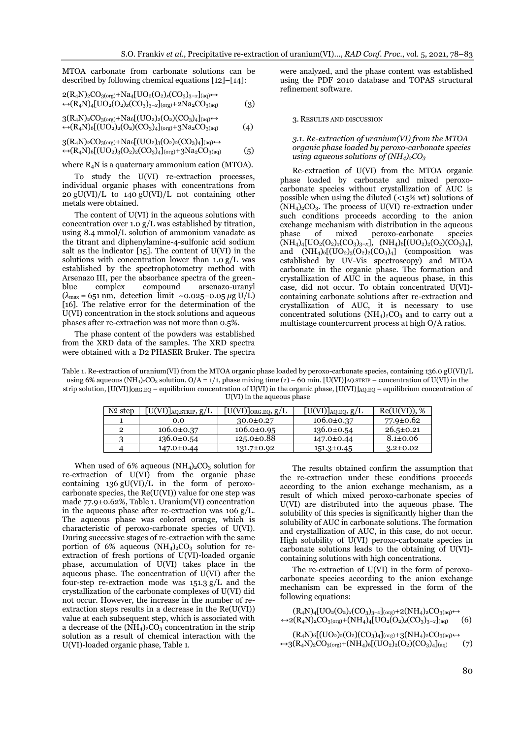MTOA carbonate from carbonate solutions can be described by following chemical equations [12]–[14]:

$$2(R_4N)_2CO_{3(org)}+Na_4[UO_2(O_2)_x(CO_3)_{3-x}]_{(aq)}\leftrightarrow$$
$$\leftrightarrow(R_4N)_4[UO_2(O_2)_x(CO_3)_{3-x}]_{(org)}+2Na_2CO_{3(aq)} \quad (3)$$

$$3(R_4N)_2CO_{3(org)}+Na_6[(UO_2)_2(O_2)(CO_3)_4]_{(aq)}\leftrightarrow$$
$$\leftrightarrow(R_4N)_6[(UO_2)_2(O_2)(CO_3)_4]_{(org)}+3Na_2CO_{3(aq)} \quad (4)$$

$$3(R_4N)_2CO_{3(org)}+Na_6[(UO_2)_3(O_2)_2(CO_3)_4]_{(aq)}\leftrightarrow$$
$$\leftrightarrow(R_4N)_6[(UO_2)_3(O_2)_2(CO_3)_4]_{(org)}+3Na_2CO_{3(aq)} \quad (5)$$

where $R_4N$ is a quaternary ammonium cation (MTOA).

To study the U(VI) re-extraction processes, individual organic phases with concentrations from 20 gU(VI)/L to 140 gU(VI)/L not containing other metals were obtained.

The content of U(VI) in the aqueous solutions with concentration over 1.0 g/L was established by titration, using 8.4 mmol/L solution of ammonium vanadate as the titrant and diphenylamine-4-sulfonic acid sodium salt as the indicator [15]. The content of U(VI) in the solutions with concentration lower than 1.0 g/L was established by the spectrophotometry method with Arsenazo III, per the absorbance spectra of the green-blue complex compound arsenazo-uranyl ($\lambda_{max}$ = 651 nm, detection limit ~0.025–0.05 $\mu$g U/L) [16]. The relative error for the determination of the U(VI) concentration in the stock solutions and aqueous phases after re-extraction was not more than 0.5%.

The phase content of the powders was established from the XRD data of the samples. The XRD spectra were obtained with a D2 PHASER Bruker. The spectra were analyzed, and the phase content was established using the PDF 2010 database and TOPAS structural refinement software.

## 3. Results and discussion

### *3.1. Re-extraction of uranium(VI) from the MTOA organic phase loaded by peroxo-carbonate species using aqueous solutions of $(NH_4)_2CO_3$*

Re-extraction of U(VI) from the MTOA organic phase loaded by carbonate and mixed peroxo-carbonate species without crystallization of AUC is possible when using the diluted (<15% wt) solutions of $(NH_4)_2CO_3$. The process of U(VI) re-extraction under such conditions proceeds according to the anion exchange mechanism with distribution in the aqueous phase of mixed peroxo-carbonate species $(NH_4)_4[UO_2(O_2)_x(CO_3)_{3-x}]$, $(NH_4)_6[(UO_2)_2(O_2)(CO_3)_4]$, and $(NH_4)_6[(UO_2)_3(O_2)_2(CO_3)_4]$ (composition was established by UV-Vis spectroscopy) and MTOA carbonate in the organic phase. The formation and crystallization of AUC in the aqueous phase, in this case, did not occur. To obtain concentrated U(VI)-containing carbonate solutions after re-extraction and crystallization of AUC, it is necessary to use concentrated solutions $(NH_4)_2CO_3$ and to carry out a multistage countercurrent process at high O/A ratios.

Table 1. Re-extraction of uranium(VI) from the MTOA organic phase loaded by peroxo-carbonate species, containing 136.0 gU(VI)/L using 6% aqueous $(NH_4)_2CO_3$ solution. O/A = 1/1, phase mixing time ($\tau$) – 60 min. $[U(VI)]_{AQ.STRIP}$ – concentration of U(VI) in the strip solution, $[U(VI)]_{ORG.EQ}$ – equilibrium concentration of U(VI) in the organic phase, $[U(VI)]_{AQ.EQ}$ – equilibrium concentration of U(VI) in the aqueous phase

| № step | $[U(VI)]_{AQ.STRIP}$, g/L | $[U(VI)]_{ORG.EQ}$, g/L | $[U(VI)]_{AQ.EQ}$, g/L | Re(U(VI)), % |
|---|---|---|---|---|
| 1 | 0.0 | 30.0±0.27 | 106.0±0.37 | 77.9±0.62 |
| 2 | 106.0±0.37 | 106.0±0.95 | 136.0±0.54 | 26.5±0.21 |
| 3 | 136.0±0.54 | 125.0±0.88 | 147.0±0.44 | 8.1±0.06 |
| 4 | 147.0±0.44 | 131.7±0.92 | 151.3±0.45 | 3.2±0.02 |

When used of 6% aqueous $(NH_4)_2CO_3$ solution for re-extraction of U(VI) from the organic phase containing 136 gU(VI)/L in the form of peroxo-carbonate species, the Re(U(VI)) value for one step was made 77.9±0.62%, Table 1. Uranium(VI) concentration in the aqueous phase after re-extraction was 106 g/L. The aqueous phase was colored orange, which is characteristic of peroxo-carbonate species of U(VI). During successive stages of re-extraction with the same portion of 6% aqueous $(NH_4)_2CO_3$ solution for re-extraction of fresh portions of U(VI)-loaded organic phase, accumulation of U(VI) takes place in the aqueous phase. The concentration of U(VI) after the four-step re-extraction mode was 151.3 g/L and the crystallization of the carbonate complexes of U(VI) did not occur. However, the increase in the number of re-extraction steps results in a decrease in the Re(U(VI)) value at each subsequent step, which is associated with a decrease of the $(NH_4)_2CO_3$ concentration in the strip solution as a result of chemical interaction with the U(VI)-loaded organic phase, Table 1.

The results obtained confirm the assumption that the re-extraction under these conditions proceeds according to the anion exchange mechanism, as a result of which mixed peroxo-carbonate species of U(VI) are distributed into the aqueous phase. The solubility of this species is significantly higher than the solubility of AUC in carbonate solutions. The formation and crystallization of AUC, in this case, do not occur. High solubility of U(VI) peroxo-carbonate species in carbonate solutions leads to the obtaining of U(VI)-containing solutions with high concentrations.

The re-extraction of U(VI) in the form of peroxo-carbonate species according to the anion exchange mechanism can be expressed in the form of the following equations:

$$(R_4N)_4[UO_2(O_2)_x(CO_3)_{3-x}]_{(org)}+2(NH_4)_2CO_{3(aq)}\leftrightarrow$$
$$\leftrightarrow2(R_4N)_2CO_{3(org)}+(NH_4)_4[UO_2(O_2)_x(CO_3)_{3-x}]_{(aq)} \quad (6)$$

$$(R_4N)_6[(UO_2)_2(O_2)(CO_3)_4]_{(org)}+3(NH_4)_2CO_{3(aq)}\leftrightarrow$$
$$\leftrightarrow3(R_4N)_2CO_{3(org)}+(NH_4)_6[(UO_2)_2(O_2)(CO_3)_4]_{(aq)} \quad (7)$$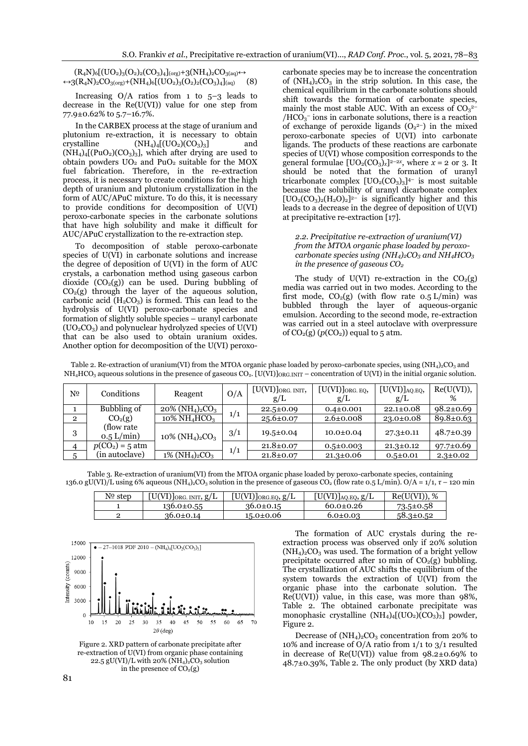$$(R_4N)_6[(UO_2)_3(O_2)_2(CO_3)_4]_{(org)} + 3(NH_4)_2CO_{3(aq)} \leftrightarrow$$
$$\leftrightarrow 3(R_4N)_2CO_{3(org)} + (NH_4)_6[(UO_2)_3(O_2)_2(CO_3)_4]_{(aq)} \quad (8)$$

Increasing O/A ratios from 1 to 5–3 leads to decrease in the Re(U(VI)) value for one step from 77.9±0.62% to 5.7–16.7%.

In the CARBEX process at the stage of uranium and plutonium re-extraction, it is necessary to obtain crystalline $(NH_4)_4[(UO_2)(CO_3)_3]$ and $(NH_4)_4[(PuO_2)(CO_3)_3]$, which after drying are used to obtain powders $UO_2$ and $PuO_2$ suitable for the MOX fuel fabrication. Therefore, in the re-extraction process, it is necessary to create conditions for the high depth of uranium and plutonium crystallization in the form of AUC/APuC mixture. To do this, it is necessary to provide conditions for decomposition of U(VI) peroxo-carbonate species in the carbonate solutions that have high solubility and make it difficult for AUC/APuC crystallization to the re-extraction step.

To decomposition of stable peroxo-carbonate species of U(VI) in carbonate solutions and increase the degree of deposition of U(VI) in the form of AUC crystals, a carbonation method using gaseous carbon dioxide ($CO_2$(g)) can be used. During bubbling of $CO_2$(g) through the layer of the aqueous solution, carbonic acid ($H_2CO_3$) is formed. This can lead to the hydrolysis of U(VI) peroxo-carbonate species and formation of slightly soluble species – uranyl carbonate ($UO_2CO_3$) and polynuclear hydrolyzed species of U(VI) that can be also used to obtain uranium oxides. Another option for decomposition of the U(VI) peroxo-carbonate species may be to increase the concentration of $(NH_4)_2CO_3$ in the strip solution. In this case, the chemical equilibrium in the carbonate solutions should shift towards the formation of carbonate species, mainly the most stable AUC. With an excess of $CO_3^{2-}$/$HCO_3^{-}$ ions in carbonate solutions, there is a reaction of exchange of peroxide ligands ($O_2^{2-}$) in the mixed peroxo-carbonate species of U(VI) into carbonate ligands. The products of these reactions are carbonate species of U(VI) whose composition corresponds to the general formulae $[UO_2(CO_3)_x]^{2-2x}$, where $x = 2$ or 3. It should be noted that the formation of uranyl tricarbonate complex $[UO_2(CO_3)_3]^{4-}$ is most suitable because the solubility of uranyl dicarbonate complex $[UO_2(CO_3)_2(H_2O)_2]^{2-}$ is significantly higher and this leads to a decrease in the degree of deposition of U(VI) at precipitative re-extraction [17].

### *2.2. Precipitative re-extraction of uranium(VI) from the MTOA organic phase loaded by peroxo-carbonate species using $(NH_4)_2CO_3$ and $NH_4HCO_3$ in the presence of gaseous $CO_2$*

The study of U(VI) re-extraction in the $CO_2$(g) media was carried out in two modes. According to the first mode, $CO_2$(g) (with flow rate 0.5 L/min) was bubbled through the layer of aqueous-organic emulsion. According to the second mode, re-extraction was carried out in a steel autoclave with overpressure of $CO_2$(g) ($p(CO_2)$) equal to 5 atm.

Table 2. Re-extraction of uranium(VI) from the MTOA organic phase loaded by peroxo-carbonate species, using $(NH_4)_2CO_3$ and $NH_4HCO_3$ aqueous solutions in the presence of gaseous $CO_2$. $[U(VI)]_{ORG.INIT}$ – concentration of U(VI) in the initial organic solution.

| № | Conditions | Reagent | O/A | $[U(VI)]_{ORG.INIT}$, g/L | $[U(VI)]_{ORG.EQ}$, g/L | $[U(VI)]_{AQ.EQ}$, g/L | Re(U(VI)), % |
|---|---|---|---|---|---|---|---|
| 1 | Bubbling of $CO_2$(g) (flow rate 0.5 L/min) | 20% $(NH_4)_2CO_3$ | 1/1 | 22.5±0.09 | 0.4±0.001 | 22.1±0.08 | 98.2±0.69 |
| 2 | | 10% $NH_4HCO_3$ | | 25.6±0.07 | 2.6±0.008 | 23.0±0.08 | 89.8±0.63 |
| 3 | | 10% $(NH_4)_2CO_3$ | 3/1 | 19.5±0.04 | 10.0±0.04 | 27.3±0.11 | 48.7±0.39 |
| 4 | $p(CO_2)$ = 5 atm (in autoclave) | | 1/1 | 21.8±0.07 | 0.5±0.003 | 21.3±0.12 | 97.7±0.69 |
| 5 | | 1% $(NH_4)_2CO_3$ | | 21.8±0.07 | 21.3±0.06 | 0.5±0.01 | 2.3±0.02 |

Table 3. Re-extraction of uranium(VI) from the MTOA organic phase loaded by peroxo-carbonate species, containing 136.0 gU(VI)/L using 6% aqueous $(NH_4)_2CO_3$ solution in the presence of gaseous $CO_2$ (flow rate 0.5 L/min). O/A = 1/1, $\tau$ – 120 min

| № step | $[U(VI)]_{ORG.INIT}$, g/L | $[U(VI)]_{ORG.EQ}$, g/L | $[U(VI)]_{AQ.EQ}$, g/L | Re(U(VI)), % |
|---|---|---|---|---|
| 1 | 136.0±0.55 | 36.0±0.15 | 60.0±0.26 | 73.5±0.58 |
| 2 | 36.0±0.14 | 15.0±0.06 | 6.0±0.03 | 58.3±0.52 |

Figure 2. XRD pattern of carbonate precipitate after re-extraction of U(VI) from organic phase containing 22.5 gU(VI)/L with 20% $(NH_4)_2CO_3$ solution in the presence of $CO_2$(g)

The formation of AUC crystals during the re-extraction process was observed only if 20% solution $(NH_4)_2CO_3$ was used. The formation of a bright yellow precipitate occurred after 10 min of $CO_2$(g) bubbling. The crystallization of AUC shifts the equilibrium of the system towards the extraction of U(VI) from the organic phase into the carbonate solution. The Re(U(VI)) value, in this case, was more than 98%, Table 2. The obtained carbonate precipitate was monophasic crystalline $(NH_4)_4[(UO_2)(CO_3)_3]$ powder, Figure 2.

Decrease of $(NH_4)_2CO_3$ concentration from 20% to 10% and increase of O/A ratio from 1/1 to 3/1 resulted in decrease of Re(U(VI)) value from 98.2±0.69% to 48.7±0.39%, Table 2. The only product (by XRD data)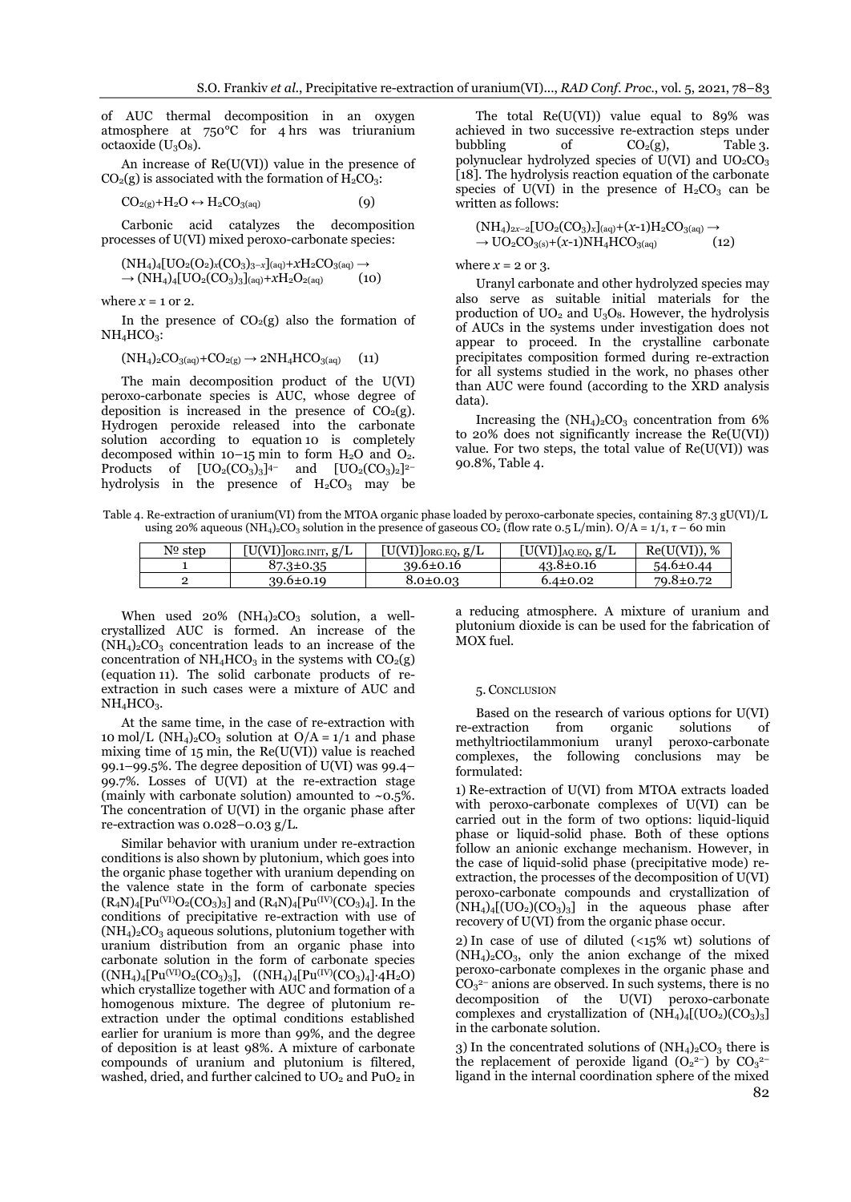of AUC thermal decomposition in an oxygen atmosphere at 750°C for 4 hrs was triuranium octaoxide ($U_3O_8$).

An increase of Re(U(VI)) value in the presence of $CO_2$(g) is associated with the formation of $H_2CO_3$:

$$CO_{2(g)}+H_2O \leftrightarrow H_2CO_{3(aq)} \quad (9)$$

Carbonic acid catalyzes the decomposition processes of U(VI) mixed peroxo-carbonate species:

$$(NH_4)_4[UO_2(O_2)_x(CO_3)_{3-x}]_{(aq)}+xH_2CO_{3(aq)} \rightarrow$$
$$\rightarrow (NH_4)_4[UO_2(CO_3)_3]_{(aq)}+xH_2O_{2(aq)} \quad (10)$$

where $x$ = 1 or 2.

In the presence of $CO_2$(g) also the formation of $NH_4HCO_3$:

$$(NH_4)_2CO_{3(aq)}+CO_{2(g)} \rightarrow 2NH_4HCO_{3(aq)} \quad (11)$$

The main decomposition product of the U(VI) peroxo-carbonate species is AUC, whose degree of deposition is increased in the presence of $CO_2$(g). Hydrogen peroxide released into the carbonate solution according to equation 10 is completely decomposed within 10–15 min to form $H_2O$ and $O_2$. Products of $[UO_2(CO_3)_3]^{4-}$ and $[UO_2(CO_3)_2]^{2-}$ hydrolysis in the presence of $H_2CO_3$ may be

The total Re(U(VI)) value equal to 89% was achieved in two successive re-extraction steps under bubbling of $CO_2$(g), Table 3. polynuclear hydrolyzed species of U(VI) and $UO_2CO_3$ [18]. The hydrolysis reaction equation of the carbonate species of U(VI) in the presence of $H_2CO_3$ can be written as follows:

$$(NH_4)_{2x-2}[UO_2(CO_3)_x]_{(aq)}+(x\text{-}1)H_2CO_{3(aq)} \rightarrow$$
$$\rightarrow UO_2CO_{3(s)}+(x\text{-}1)NH_4HCO_{3(aq)} \quad (12)$$

where $x$ = 2 or 3.

Uranyl carbonate and other hydrolyzed species may also serve as suitable initial materials for the production of $UO_2$ and $U_3O_8$. However, the hydrolysis of AUCs in the systems under investigation does not appear to proceed. In the crystalline carbonate precipitates composition formed during re-extraction for all systems studied in the work, no phases other than AUC were found (according to the XRD analysis data).

Increasing the $(NH_4)_2CO_3$ concentration from 6% to 20% does not significantly increase the Re(U(VI)) value. For two steps, the total value of Re(U(VI)) was 90.8%, Table 4.

Table 4. Re-extraction of uranium(VI) from the MTOA organic phase loaded by peroxo-carbonate species, containing 87.3 gU(VI)/L using 20% aqueous $(NH_4)_2CO_3$ solution in the presence of gaseous $CO_2$ (flow rate 0.5 L/min). O/A = 1/1, $\tau$ – 60 min

| № step | $[U(VI)]_{ORG.INIT}$, g/L | $[U(VI)]_{ORG.EQ}$, g/L | $[U(VI)]_{AQ.EQ}$, g/L | Re(U(VI)), % |
|---|---|---|---|---|
| 1 | 87.3±0.35 | 39.6±0.16 | 43.8±0.16 | 54.6±0.44 |
| 2 | 39.6±0.19 | 8.0±0.03 | 6.4±0.02 | 79.8±0.72 |

When used 20% $(NH_4)_2CO_3$ solution, a well-crystallized AUC is formed. An increase of the $(NH_4)_2CO_3$ concentration leads to an increase of the concentration of $NH_4HCO_3$ in the systems with $CO_2$(g) (equation 11). The solid carbonate products of re-extraction in such cases were a mixture of AUC and $NH_4HCO_3$.

At the same time, in the case of re-extraction with 10 mol/L $(NH_4)_2CO_3$ solution at O/A = 1/1 and phase mixing time of 15 min, the Re(U(VI)) value is reached 99.1–99.5%. The degree deposition of U(VI) was 99.4–99.7%. Losses of U(VI) at the re-extraction stage (mainly with carbonate solution) amounted to ~0.5%. The concentration of U(VI) in the organic phase after re-extraction was 0.028–0.03 g/L.

Similar behavior with uranium under re-extraction conditions is also shown by plutonium, which goes into the organic phase together with uranium depending on the valence state in the form of carbonate species $(R_4N)_4[Pu^{(VI)}O_2(CO_3)_3]$ and $(R_4N)_4[Pu^{(IV)}(CO_3)_4]$. In the conditions of precipitative re-extraction with use of $(NH_4)_2CO_3$ aqueous solutions, plutonium together with uranium distribution from an organic phase into carbonate solution in the form of carbonate species ($(NH_4)_4[Pu^{(VI)}O_2(CO_3)_3]$, $(NH_4)_4[Pu^{(IV)}(CO_3)_4]\cdot4H_2O$) which crystallize together with AUC and formation of a homogenous mixture. The degree of plutonium re-extraction under the optimal conditions established earlier for uranium is more than 99%, and the degree of deposition is at least 98%. A mixture of carbonate compounds of uranium and plutonium is filtered, washed, dried, and further calcined to $UO_2$ and $PuO_2$ in a reducing atmosphere. A mixture of uranium and plutonium dioxide is can be used for the fabrication of MOX fuel.

## 5. Conclusion

Based on the research of various options for U(VI) re-extraction from organic solutions of methyltrioctilammonium uranyl peroxo-carbonate complexes, the following conclusions may be formulated:

1) Re-extraction of U(VI) from MTOA extracts loaded with peroxo-carbonate complexes of U(VI) can be carried out in the form of two options: liquid-liquid phase or liquid-solid phase. Both of these options follow an anionic exchange mechanism. However, in the case of liquid-solid phase (precipitative mode) re-extraction, the processes of the decomposition of U(VI) peroxo-carbonate compounds and crystallization of $(NH_4)_4[(UO_2)(CO_3)_3]$ in the aqueous phase after recovery of U(VI) from the organic phase occur.

2) In case of use of diluted (<15% wt) solutions of $(NH_4)_2CO_3$, only the anion exchange of the mixed peroxo-carbonate complexes in the organic phase and $CO_3^{2-}$ anions are observed. In such systems, there is no decomposition of the U(VI) peroxo-carbonate complexes and crystallization of $(NH_4)_4[(UO_2)(CO_3)_3]$ in the carbonate solution.

3) In the concentrated solutions of $(NH_4)_2CO_3$ there is the replacement of peroxide ligand ($O_2^{2-}$) by $CO_3^{2-}$ ligand in the internal coordination sphere of the mixed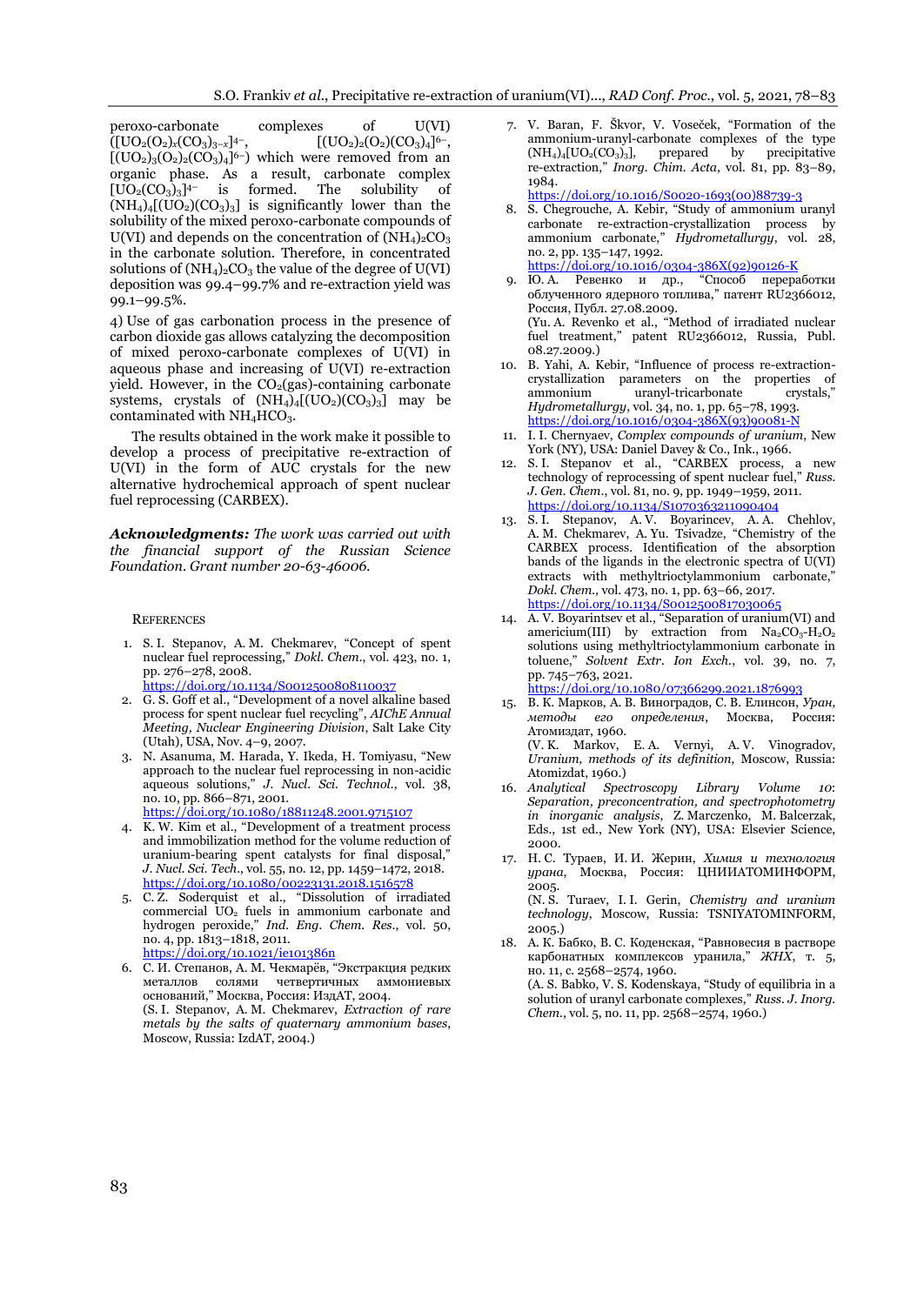peroxo-carbonate complexes of U(VI) ($[UO_2(O_2)_x(CO_3)_{3-x}]^{4-}$, $[(UO_2)_2(O_2)(CO_3)_4]^{6-}$, $[(UO_2)_3(O_2)_2(CO_3)_4]^{6-}$) which were removed from an organic phase. As a result, carbonate complex $[UO_2(CO_3)_3]^{4-}$ is formed. The solubility of $(NH_4)_4[(UO_2)(CO_3)_3]$ is significantly lower than the solubility of the mixed peroxo-carbonate compounds of U(VI) and depends on the concentration of $(NH_4)_2CO_3$ in the carbonate solution. Therefore, in concentrated solutions of $(NH_4)_2CO_3$ the value of the degree of U(VI) deposition was 99.4–99.7% and re-extraction yield was 99.1–99.5%.

4) Use of gas carbonation process in the presence of carbon dioxide gas allows catalyzing the decomposition of mixed peroxo-carbonate complexes of U(VI) in aqueous phase and increasing of U(VI) re-extraction yield. However, in the $CO_2$(gas)-containing carbonate systems, crystals of $(NH_4)_4[(UO_2)(CO_3)_3]$ may be contaminated with $NH_4HCO_3$.

The results obtained in the work make it possible to develop a process of precipitative re-extraction of U(VI) in the form of AUC crystals for the new alternative hydrochemical approach of spent nuclear fuel reprocessing (CARBEX).

***Acknowledgments:*** *The work was carried out with the financial support of the Russian Science Foundation. Grant number 20-63-46006.*

## References

1. S. I. Stepanov, A. M. Chekmarev, "Concept of spent nuclear fuel reprocessing," *Dokl. Chem.*, vol. 423, no. 1, pp. 276–278, 2008.
https://doi.org/10.1134/S0012500808110037
2. G. S. Goff et al., "Development of a novel alkaline based process for spent nuclear fuel recycling", *AIChE Annual Meeting, Nuclear Engineering Division*, Salt Lake City (Utah), USA, Nov. 4–9, 2007.
3. N. Asanuma, M. Harada, Y. Ikeda, H. Tomiyasu, "New approach to the nuclear fuel reprocessing in non-acidic aqueous solutions," *J. Nucl. Sci. Technol.*, vol. 38, no. 10, pp. 866–871, 2001.
https://doi.org/10.1080/18811248.2001.9715107
4. K. W. Kim et al., "Development of a treatment process and immobilization method for the volume reduction of uranium-bearing spent catalysts for final disposal," *J. Nucl. Sci. Tech.*, vol. 55, no. 12, pp. 1459–1472, 2018.
https://doi.org/10.1080/00223131.2018.1516578
5. C. Z. Soderquist et al., "Dissolution of irradiated commercial $UO_2$ fuels in ammonium carbonate and hydrogen peroxide," *Ind. Eng. Chem. Res.*, vol. 50, no. 4, pp. 1813–1818, 2011.
https://doi.org/10.1021/ie101386n
6. С. И. Степанов, А. М. Чекмарёв, "Экстракция редких металлов солями четвертичных аммониевых оснований," Москва, Россия: ИздАТ, 2004.
(S. I. Stepanov, A. M. Chekmarev, *Extraction of rare metals by the salts of quaternary ammonium bases*, Moscow, Russia: IzdAT, 2004.)
7. V. Baran, F. Škvor, V. Voseček, "Formation of the ammonium-uranyl-carbonate complexes of the type $(NH_4)_4[UO_2(CO_3)_3]$, prepared by precipitative re-extraction," *Inorg. Chim. Acta*, vol. 81, pp. 83–89, 1984.
https://doi.org/10.1016/S0020-1693(00)88739-3
8. S. Chegrouche, A. Kebir, "Study of ammonium uranyl carbonate re-extraction-crystallization process by ammonium carbonate," *Hydrometallurgy*, vol. 28, no. 2, pp. 135–147, 1992.
https://doi.org/10.1016/0304-386X(92)90126-K
9. Ю. А. Ревенко и др., "Способ переработки облученного ядерного топлива," патент RU2366012, Россия, Публ. 27.08.2009.
(Yu. A. Revenko et al., "Method of irradiated nuclear fuel treatment," patent RU2366012, Russia, Publ. 08.27.2009.)
10. B. Yahi, A. Kebir, "Influence of process re-extraction-crystallization parameters on the properties of ammonium uranyl-tricarbonate crystals," *Hydrometallurgy*, vol. 34, no. 1, pp. 65–78, 1993.
https://doi.org/10.1016/0304-386X(93)90081-N
11. I. I. Chernyaev, *Complex compounds of uranium*, New York (NY), USA: Daniel Davey & Co., Ink., 1966.
12. S. I. Stepanov et al., "CARBEX process, a new technology of reprocessing of spent nuclear fuel," *Russ. J. Gen. Chem.*, vol. 81, no. 9, pp. 1949–1959, 2011.
https://doi.org/10.1134/S1070363211090404
13. S. I. Stepanov, A. V. Boyarincev, A. A. Chehlov, A. M. Chekmarev, A. Yu. Tsivadze, "Chemistry of the CARBEX process. Identification of the absorption bands of the ligands in the electronic spectra of U(VI) extracts with methyltrioctylammonium carbonate," *Dokl. Chem.*, vol. 473, no. 1, pp. 63–66, 2017.
https://doi.org/10.1134/S0012500817030065
14. A. V. Boyarintsev et al., "Separation of uranium(VI) and americium(III) by extraction from $Na_2CO_3$-$H_2O_2$ solutions using methyltrioctylammonium carbonate in toluene," *Solvent Extr. Ion Exch.*, vol. 39, no. 7, pp. 745–763, 2021.
https://doi.org/10.1080/07366299.2021.1876993
15. В. К. Марков, А. В. Виноградов, С. В. Елинсон, *Уран, методы его определения*, Москва, Россия: Атомиздат, 1960.
(V. K. Markov, E. A. Vernyi, A. V. Vinogradov, *Uranium, methods of its definition*, Moscow, Russia: Atomizdat, 1960.)
16. *Analytical Spectroscopy Library Volume 10: Separation, preconcentration, and spectrophotometry in inorganic analysis*, Z. Marczenko, M. Balcerzak, Eds., 1st ed., New York (NY), USA: Elsevier Science, 2000.
17. Н. С. Тураев, И. И. Жерин, *Химия и технология урана*, Москва, Россия: ЦНИИАТОМИНФОРМ, 2005.
(N. S. Turaev, I. I. Gerin, *Chemistry and uranium technology*, Moscow, Russia: TSNIYATOMINFORM, 2005.)
18. А. К. Бабко, В. С. Коденская, "Равновесия в растворе карбонатных комплексов уранила," *ЖНХ*, т. 5, но. 11, с. 2568–2574, 1960.
(A. S. Babko, V. S. Kodenskaya, "Study of equilibria in a solution of uranyl carbonate complexes," *Russ. J. Inorg. Chem.*, vol. 5, no. 11, pp. 2568–2574, 1960.)